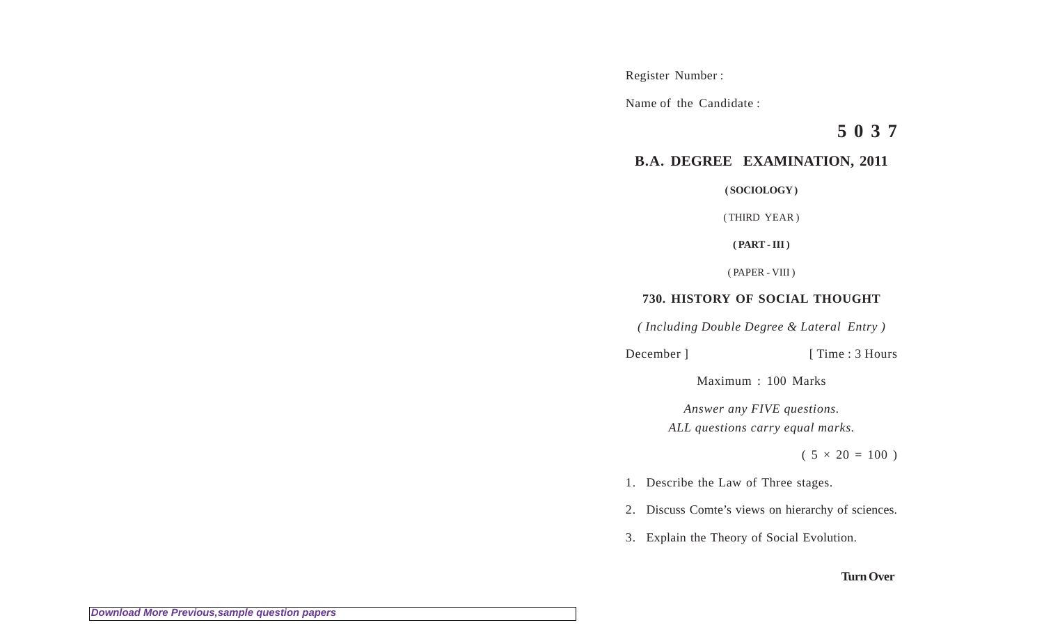Register Number :

Name of the Candidate :

**5 0 3 7**

# B.A. DEGREE EXAMINATION, 2011

**( SOCIOLOGY )**

( THIRD YEAR )

**( PART - III )**

( PAPER - VIII )

## 730. HISTORY OF SOCIAL THOUGHT

*( Including Double Degree & Lateral Entry )*

December ] [ Time : 3 Hours

Maximum : 100 Marks

*Answer any FIVE questions.*
*ALL questions carry equal marks.*

( 5 × 20 = 100 )

1. Describe the Law of Three stages.

2. Discuss Comte's views on hierarchy of sciences.

3. Explain the Theory of Social Evolution.

**Turn Over**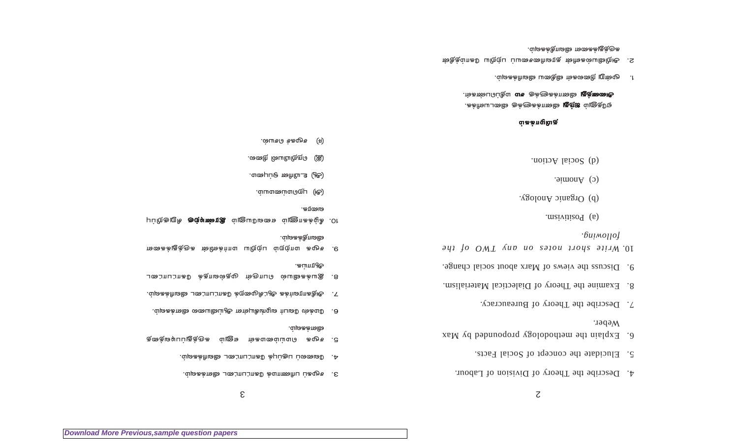4. Describe the Theory of Division of Labour.

5. Elucidate the concept of Social Facts.

6. Explain the methodology propounded by Max Weber.

7. Describe the Theory of Bureaucracy.

8. Examine the Theory of Dialectical Materialism.

9. Discuss the views of Marx about social change.

10. Write short notes on any *TWO of the following*.

 (a) Positivism.

 (b) Organic Anology.

 (c) Anomie.

 (d) Social Action.

## தமிழாக்கம்

ஏதேனும் **ஐந்து** வினாக்களுக்கு விடையளிக்க.

**ஒவ்வொரு** வினாக்களுக்கும் **15** மதிப்பெண்கள்.

1. மூன்று நிலைகள் விதியை விளக்கவும்.

2. ஸ்பென்சரின் சமுதாயம் பற்றிய கோட்பாட்டின் கருத்துக்களை விளக்கவும்.

3. சமூகப் பரிணாமக் கோட்பாட்டை விளக்கவும்.

4. வேலைப் பகுப்புக் கோட்பாட்டை விவரிக்கவும்.

5. சமூக மெய்ம்மைகள் என்னும் கருத்துருவைத் தெளிவுபடுத்தவும்.

6. மேக்ஸ் வேபர் முன்மொழிந்த ஆய்வுமுறையை விளக்கவும்.

7. அதிகாரத்துவக் கோட்பாட்டை விவரிக்கவும்.

8. இயக்கவியல் பொருள் முதல்வாதக் கோட்பாட்டை ஆராய்க.

9. சமூக மாற்றம் பற்றிய மார்க்ஸின் கருத்துக்களை விவாதிக்கவும்.

10. பின்வருவனவற்றுள் ஏதேனும் **இரண்டிற்கு** சிறு குறிப்பு வரைக.

 (அ) புலனறிவாதம்.

 (ஆ) உயிரின ஒப்புமை.

 (இ) நெறிபிறழ்நிலை.

 (ஈ) சமூகச் செயல்.